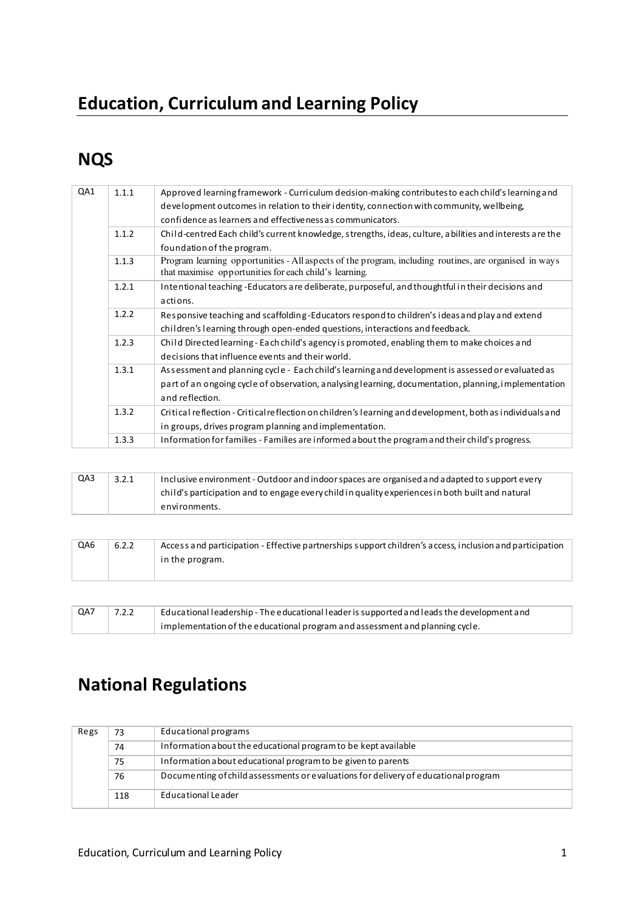# Education, Curriculum and Learning Policy

## NQS

| | | |
|---|---|---|
| QA1 | 1.1.1 | Approved learning framework - Curriculum decision-making contributes to each child's learning and development outcomes in relation to their identity, connection with community, wellbeing, confidence as learners and effectiveness as communicators. |
| | 1.1.2 | Child-centred Each child's current knowledge, strengths, ideas, culture, abilities and interests are the foundation of the program. |
| | 1.1.3 | Program learning opportunities - All aspects of the program, including routines, are organised in ways that maximise opportunities for each child's learning. |
| | 1.2.1 | Intentional teaching -Educators are deliberate, purposeful, and thoughtful in their decisions and actions. |
| | 1.2.2 | Responsive teaching and scaffolding -Educators respond to children's ideas and play and extend children's learning through open-ended questions, interactions and feedback. |
| | 1.2.3 | Child Directed learning - Each child's agency is promoted, enabling them to make choices and decisions that influence events and their world. |
| | 1.3.1 | Assessment and planning cycle - Each child's learning and development is assessed or evaluated as part of an ongoing cycle of observation, analysing learning, documentation, planning, implementation and reflection. |
| | 1.3.2 | Critical reflection - Critical reflection on children's learning and development, both as individuals and in groups, drives program planning and implementation. |
| | 1.3.3 | Information for families - Families are informed about the program and their child's progress. |

| | | |
|---|---|---|
| QA3 | 3.2.1 | Inclusive environment - Outdoor and indoor spaces are organised and adapted to support every child's participation and to engage every child in quality experiences in both built and natural environments. |

| | | |
|---|---|---|
| QA6 | 6.2.2 | Access and participation - Effective partnerships support children's access, inclusion and participation in the program. |

| | | |
|---|---|---|
| QA7 | 7.2.2 | Educational leadership - The educational leader is supported and leads the development and implementation of the educational program and assessment and planning cycle. |

## National Regulations

| | | |
|---|---|---|
| Regs | 73 | Educational programs |
| | 74 | Information about the educational program to be kept available |
| | 75 | Information about educational program to be given to parents |
| | 76 | Documenting of child assessments or evaluations for delivery of educational program |
| | 118 | Educational Leader |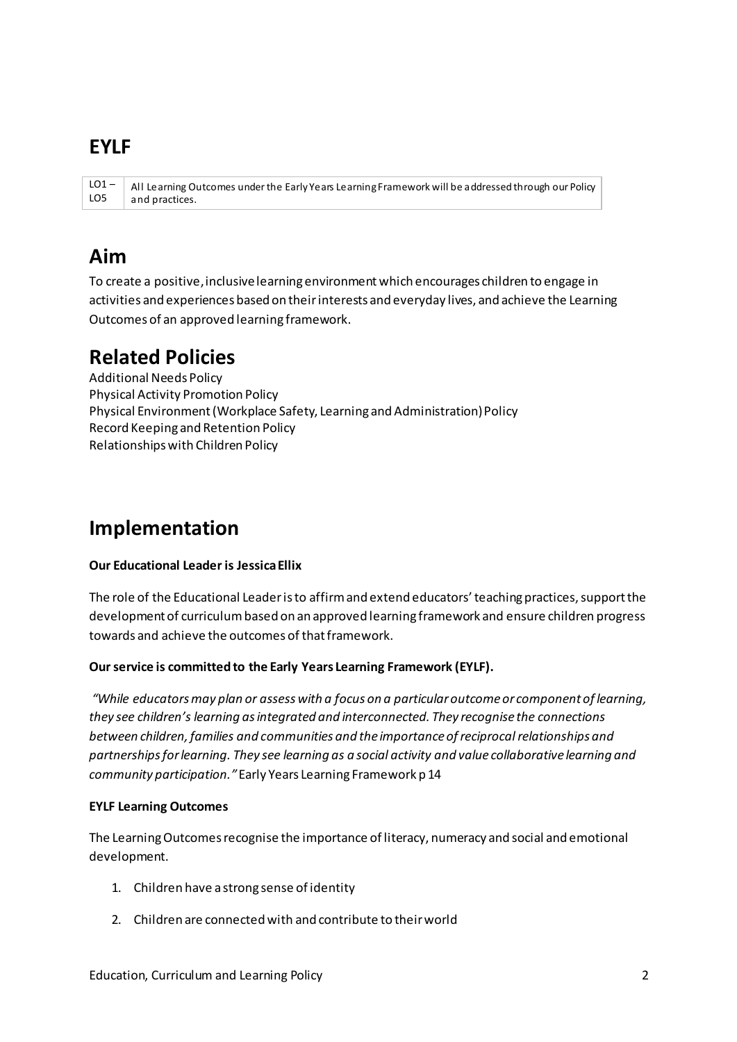## EYLF

| LO1 – LO5 | All Learning Outcomes under the Early Years Learning Framework will be addressed through our Policy and practices. |
| --- | --- |

## Aim

To create a positive, inclusive learning environment which encourages children to engage in activities and experiences based on their interests and everyday lives, and achieve the Learning Outcomes of an approved learning framework.

## Related Policies

Additional Needs Policy
Physical Activity Promotion Policy
Physical Environment (Workplace Safety, Learning and Administration) Policy
Record Keeping and Retention Policy
Relationships with Children Policy

## Implementation

**Our Educational Leader is Jessica Ellix**

The role of the Educational Leader is to affirm and extend educators' teaching practices, support the development of curriculum based on an approved learning framework and ensure children progress towards and achieve the outcomes of that framework.

**Our service is committed to the Early Years Learning Framework (EYLF).**

*"While educators may plan or assess with a focus on a particular outcome or component of learning, they see children's learning as integrated and interconnected. They recognise the connections between children, families and communities and the importance of reciprocal relationships and partnerships for learning. They see learning as a social activity and value collaborative learning and community participation."* Early Years Learning Framework p 14

**EYLF Learning Outcomes**

The Learning Outcomes recognise the importance of literacy, numeracy and social and emotional development.

1. Children have a strong sense of identity
2. Children are connected with and contribute to their world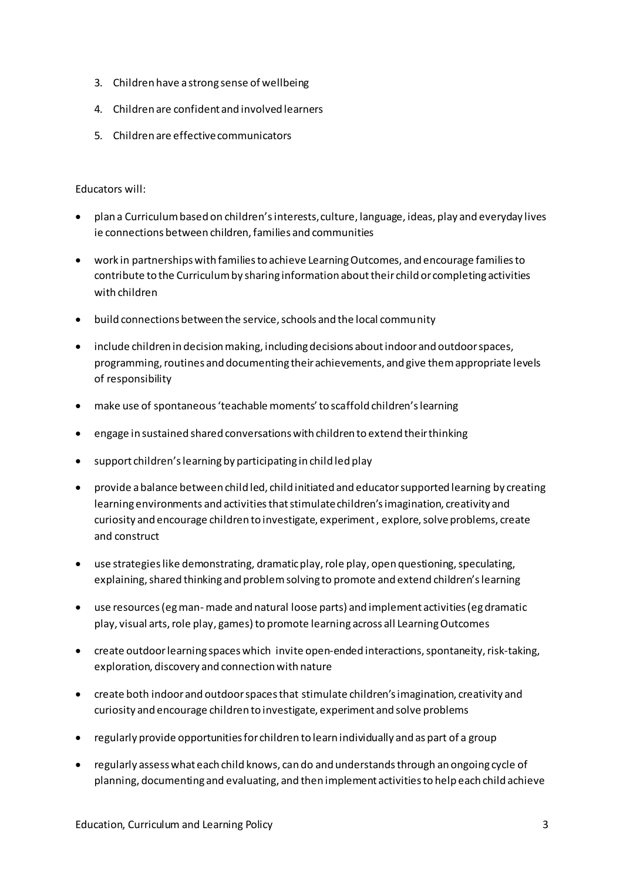3. Children have a strong sense of wellbeing
4. Children are confident and involved learners
5. Children are effective communicators

Educators will:

- plan a Curriculum based on children's interests, culture, language, ideas, play and everyday lives ie connections between children, families and communities
- work in partnerships with families to achieve Learning Outcomes, and encourage families to contribute to the Curriculum by sharing information about their child or completing activities with children
- build connections between the service, schools and the local community
- include children in decision making, including decisions about indoor and outdoor spaces, programming, routines and documenting their achievements, and give them appropriate levels of responsibility
- make use of spontaneous 'teachable moments' to scaffold children's learning
- engage in sustained shared conversations with children to extend their thinking
- support children's learning by participating in child led play
- provide a balance between child led, child initiated and educator supported learning by creating learning environments and activities that stimulate children's imagination, creativity and curiosity and encourage children to investigate, experiment , explore, solve problems, create and construct
- use strategies like demonstrating, dramatic play, role play, open questioning, speculating, explaining, shared thinking and problem solving to promote and extend children's learning
- use resources (eg man- made and natural loose parts) and implement activities (eg dramatic play, visual arts, role play, games) to promote learning across all Learning Outcomes
- create outdoor learning spaces which invite open-ended interactions, spontaneity, risk-taking, exploration, discovery and connection with nature
- create both indoor and outdoor spaces that stimulate children's imagination, creativity and curiosity and encourage children to investigate, experiment and solve problems
- regularly provide opportunities for children to learn individually and as part of a group
- regularly assess what each child knows, can do and understands through an ongoing cycle of planning, documenting and evaluating, and then implement activities to help each child achieve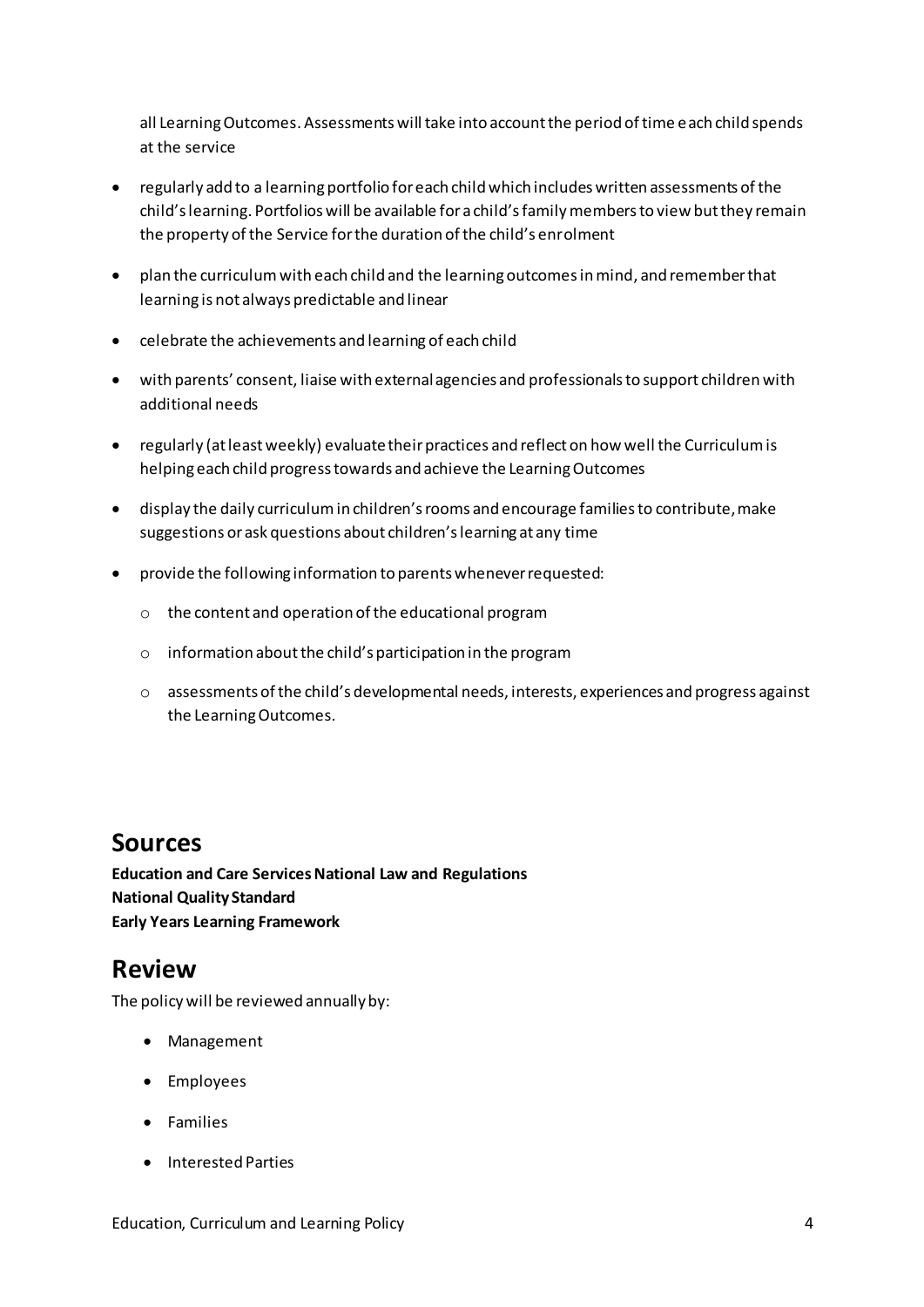all Learning Outcomes. Assessments will take into account the period of time each child spends at the service

- regularly add to a learning portfolio for each child which includes written assessments of the child's learning. Portfolios will be available for a child's family members to view but they remain the property of the Service for the duration of the child's enrolment
- plan the curriculum with each child and the learning outcomes in mind, and remember that learning is not always predictable and linear
- celebrate the achievements and learning of each child
- with parents' consent, liaise with external agencies and professionals to support children with additional needs
- regularly (at least weekly) evaluate their practices and reflect on how well the Curriculum is helping each child progress towards and achieve the Learning Outcomes
- display the daily curriculum in children's rooms and encourage families to contribute, make suggestions or ask questions about children's learning at any time
- provide the following information to parents whenever requested:
  - the content and operation of the educational program
  - information about the child's participation in the program
  - assessments of the child's developmental needs, interests, experiences and progress against the Learning Outcomes.

## Sources

**Education and Care Services National Law and Regulations**
**National Quality Standard**
**Early Years Learning Framework**

## Review

The policy will be reviewed annually by:

- Management
- Employees
- Families
- Interested Parties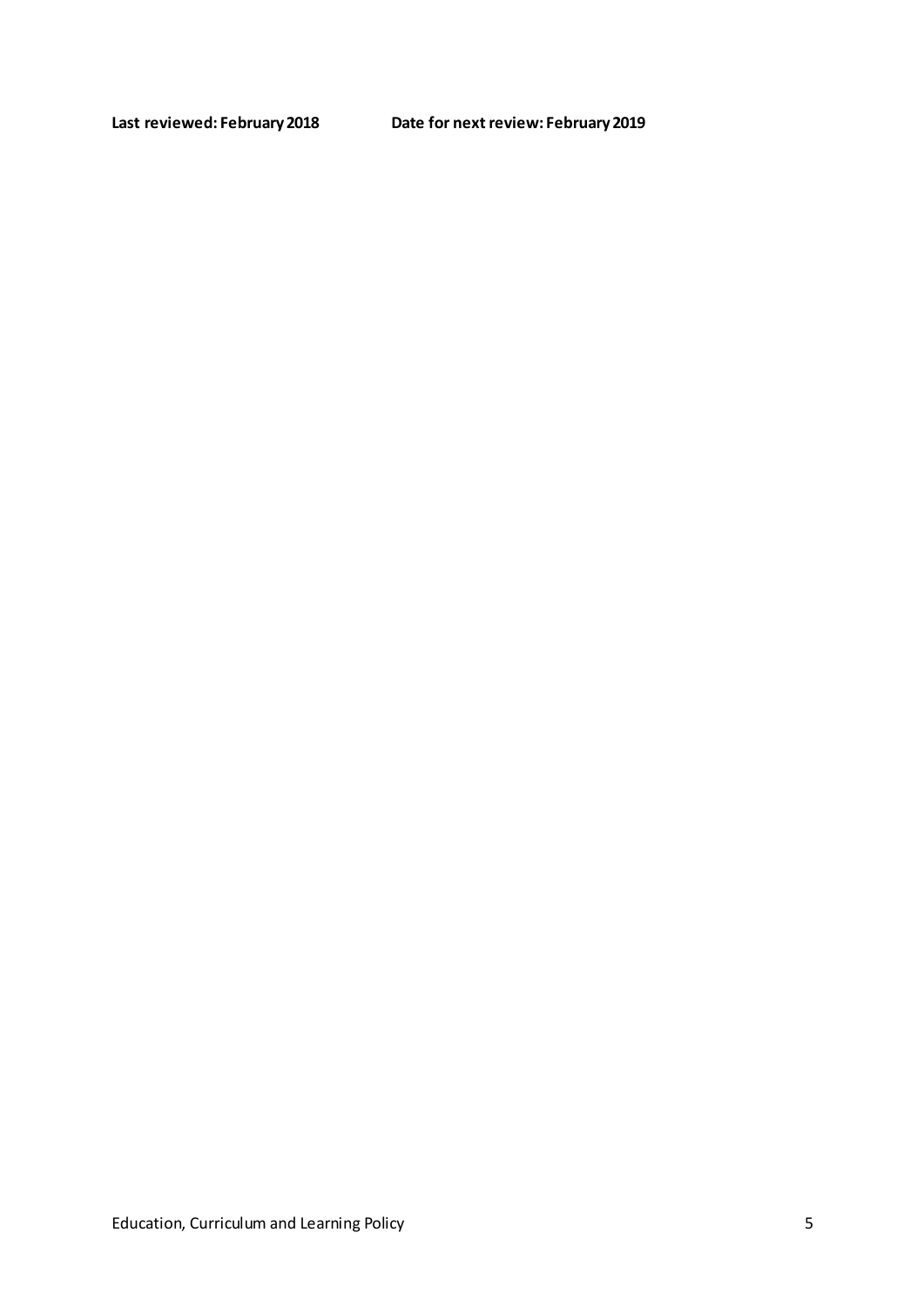**Last reviewed: February 2018** **Date for next review: February 2019**